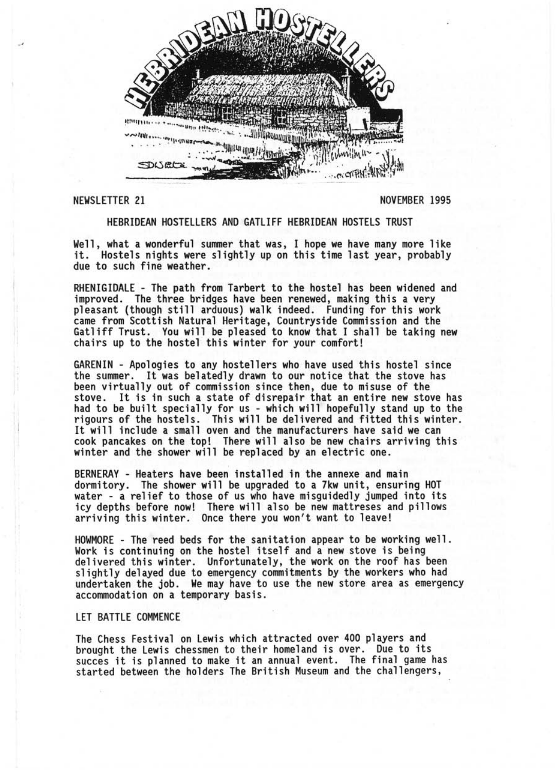# HEBRIDEAN HOSTELLERS

NEWSLETTER 21 NOVEMBER 1995

## HEBRIDEAN HOSTELLERS AND GATLIFF HEBRIDEAN HOSTELS TRUST

Well, what a wonderful summer that was, I hope we have many more like it. Hostels nights were slightly up on this time last year, probably due to such fine weather.

RHENIGIDALE - The path from Tarbert to the hostel has been widened and improved. The three bridges have been renewed, making this a very pleasant (though still arduous) walk indeed. Funding for this work came from Scottish Natural Heritage, Countryside Commission and the Gatliff Trust. You will be pleased to know that I shall be taking new chairs up to the hostel this winter for your comfort!

GARENIN - Apologies to any hostellers who have used this hostel since the summer. It was belatedly drawn to our notice that the stove has been virtually out of commission since then, due to misuse of the stove. It is in such a state of disrepair that an entire new stove has had to be built specially for us - which will hopefully stand up to the rigours of the hostels. This will be delivered and fitted this winter. It will include a small oven and the manufacturers have said we can cook pancakes on the top! There will also be new chairs arriving this winter and the shower will be replaced by an electric one.

BERNERAY - Heaters have been installed in the annexe and main dormitory. The shower will be upgraded to a 7kw unit, ensuring HOT water - a relief to those of us who have misguidedly jumped into its icy depths before now! There will also be new mattreses and pillows arriving this winter. Once there you won't want to leave!

HOWMORE - The reed beds for the sanitation appear to be working well. Work is continuing on the hostel itself and a new stove is being delivered this winter. Unfortunately, the work on the roof has been slightly delayed due to emergency commitments by the workers who had undertaken the job. We may have to use the new store area as emergency accommodation on a temporary basis.

## LET BATTLE COMMENCE

The Chess Festival on Lewis which attracted over 400 players and brought the Lewis chessmen to their homeland is over. Due to its succes it is planned to make it an annual event. The final game has started between the holders The British Museum and the challengers,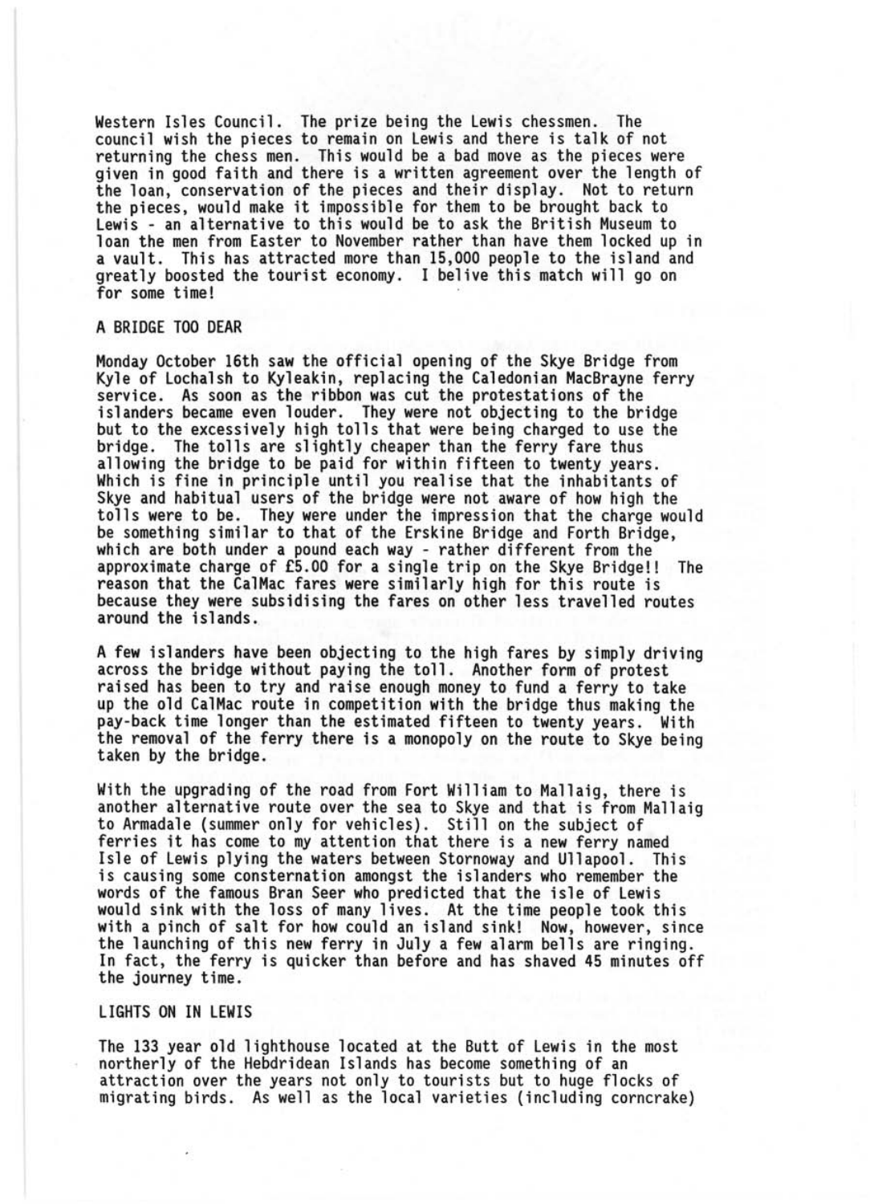Western Isles Council. The prize being the Lewis chessmen. The council wish the pieces to remain on Lewis and there is talk of not returning the chess men. This would be a bad move as the pieces were given in good faith and there is a written agreement over the length of the loan, conservation of the pieces and their display. Not to return the pieces, would make it impossible for them to be brought back to Lewis - an alternative to this would be to ask the British Museum to loan the men from Easter to November rather than have them locked up in a vault. This has attracted more than 15,000 people to the island and greatly boosted the tourist economy. I belive this match will go on for some time!

## A BRIDGE TOO DEAR

Monday October 16th saw the official opening of the Skye Bridge from Kyle of Lochalsh to Kyleakin, replacing the Caledonian MacBrayne ferry service. As soon as the ribbon was cut the protestations of the islanders became even louder. They were not objecting to the bridge but to the excessively high tolls that were being charged to use the bridge. The tolls are slightly cheaper than the ferry fare thus allowing the bridge to be paid for within fifteen to twenty years. Which is fine in principle until you realise that the inhabitants of Skye and habitual users of the bridge were not aware of how high the tolls were to be. They were under the impression that the charge would be something similar to that of the Erskine Bridge and Forth Bridge, which are both under a pound each way - rather different from the approximate charge of £5.00 for a single trip on the Skye Bridge!! The reason that the CalMac fares were similarly high for this route is because they were subsidising the fares on other less travelled routes around the islands.

A few islanders have been objecting to the high fares by simply driving across the bridge without paying the toll. Another form of protest raised has been to try and raise enough money to fund a ferry to take up the old CalMac route in competition with the bridge thus making the pay-back time longer than the estimated fifteen to twenty years. With the removal of the ferry there is a monopoly on the route to Skye being taken by the bridge.

With the upgrading of the road from Fort William to Mallaig, there is another alternative route over the sea to Skye and that is from Mallaig to Armadale (summer only for vehicles). Still on the subject of ferries it has come to my attention that there is a new ferry named Isle of Lewis plying the waters between Stornoway and Ullapool. This is causing some consternation amongst the islanders who remember the words of the famous Bran Seer who predicted that the isle of Lewis would sink with the loss of many lives. At the time people took this with a pinch of salt for how could an island sink! Now, however, since the launching of this new ferry in July a few alarm bells are ringing. In fact, the ferry is quicker than before and has shaved 45 minutes off the journey time.

## LIGHTS ON IN LEWIS

The 133 year old lighthouse located at the Butt of Lewis in the most northerly of the Hebdridean Islands has become something of an attraction over the years not only to tourists but to huge flocks of migrating birds. As well as the local varieties (including corncrake)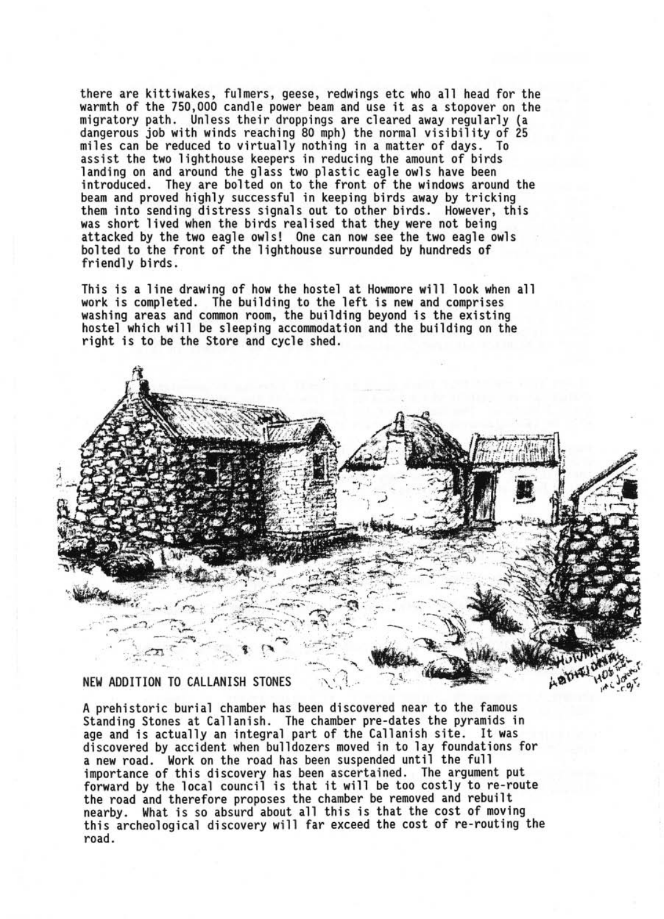there are kittiwakes, fulmers, geese, redwings etc who all head for the warmth of the 750,000 candle power beam and use it as a stopover on the migratory path. Unless their droppings are cleared away regularly (a dangerous job with winds reaching 80 mph) the normal visibility of 25 miles can be reduced to virtually nothing in a matter of days. To assist the two lighthouse keepers in reducing the amount of birds landing on and around the glass two plastic eagle owls have been introduced. They are bolted on to the front of the windows around the beam and proved highly successful in keeping birds away by tricking them into sending distress signals out to other birds. However, this was short lived when the birds realised that they were not being attacked by the two eagle owls! One can now see the two eagle owls bolted to the front of the lighthouse surrounded by hundreds of friendly birds.

This is a line drawing of how the hostel at Howmore will look when all work is completed. The building to the left is new and comprises washing areas and common room, the building beyond is the existing hostel which will be sleeping accommodation and the building on the right is to be the Store and cycle shed.

## NEW ADDITION TO CALLANISH STONES

A prehistoric burial chamber has been discovered near to the famous Standing Stones at Callanish. The chamber pre-dates the pyramids in age and is actually an integral part of the Callanish site. It was discovered by accident when bulldozers moved in to lay foundations for a new road. Work on the road has been suspended until the full importance of this discovery has been ascertained. The argument put forward by the local council is that it will be too costly to re-route the road and therefore proposes the chamber be removed and rebuilt nearby. What is so absurd about all this is that the cost of moving this archeological discovery will far exceed the cost of re-routing the road.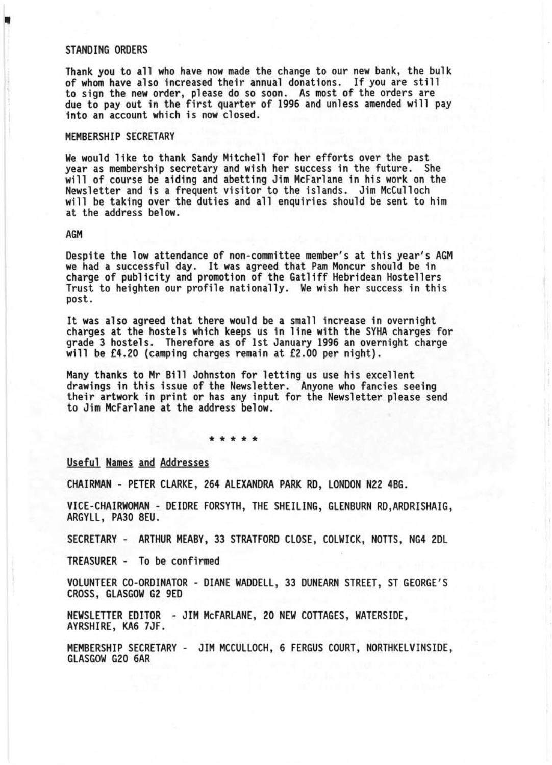## STANDING ORDERS

Thank you to all who have now made the change to our new bank, the bulk of whom have also increased their annual donations. If you are still to sign the new order, please do so soon. As most of the orders are due to pay out in the first quarter of 1996 and unless amended will pay into an account which is now closed.

## MEMBERSHIP SECRETARY

We would like to thank Sandy Mitchell for her efforts over the past year as membership secretary and wish her success in the future. She will of course be aiding and abetting Jim McFarlane in his work on the Newsletter and is a frequent visitor to the islands. Jim McCulloch will be taking over the duties and all enquiries should be sent to him at the address below.

## AGM

Despite the low attendance of non-committee member's at this year's AGM we had a successful day. It was agreed that Pam Moncur should be in charge of publicity and promotion of the Gatliff Hebridean Hostellers Trust to heighten our profile nationally. We wish her success in this post.

It was also agreed that there would be a small increase in overnight charges at the hostels which keeps us in line with the SYHA charges for grade 3 hostels. Therefore as of 1st January 1996 an overnight charge will be £4.20 (camping charges remain at £2.00 per night).

Many thanks to Mr Bill Johnston for letting us use his excellent drawings in this issue of the Newsletter. Anyone who fancies seeing their artwork in print or has any input for the Newsletter please send to Jim McFarlane at the address below.

\* \* \* \* \*

## Useful Names and Addresses

CHAIRMAN - PETER CLARKE, 264 ALEXANDRA PARK RD, LONDON N22 4BG.

VICE-CHAIRWOMAN - DEIDRE FORSYTH, THE SHEILING, GLENBURN RD,ARDRISHAIG, ARGYLL, PA30 8EU.

SECRETARY - ARTHUR MEABY, 33 STRATFORD CLOSE, COLWICK, NOTTS, NG4 2DL

TREASURER - To be confirmed

VOLUNTEER CO-ORDINATOR - DIANE WADDELL, 33 DUNEARN STREET, ST GEORGE'S CROSS, GLASGOW G2 9ED

NEWSLETTER EDITOR - JIM McFARLANE, 20 NEW COTTAGES, WATERSIDE, AYRSHIRE, KA6 7JF.

MEMBERSHIP SECRETARY - JIM MCCULLOCH, 6 FERGUS COURT, NORTHKELVINSIDE, GLASGOW G20 6AR